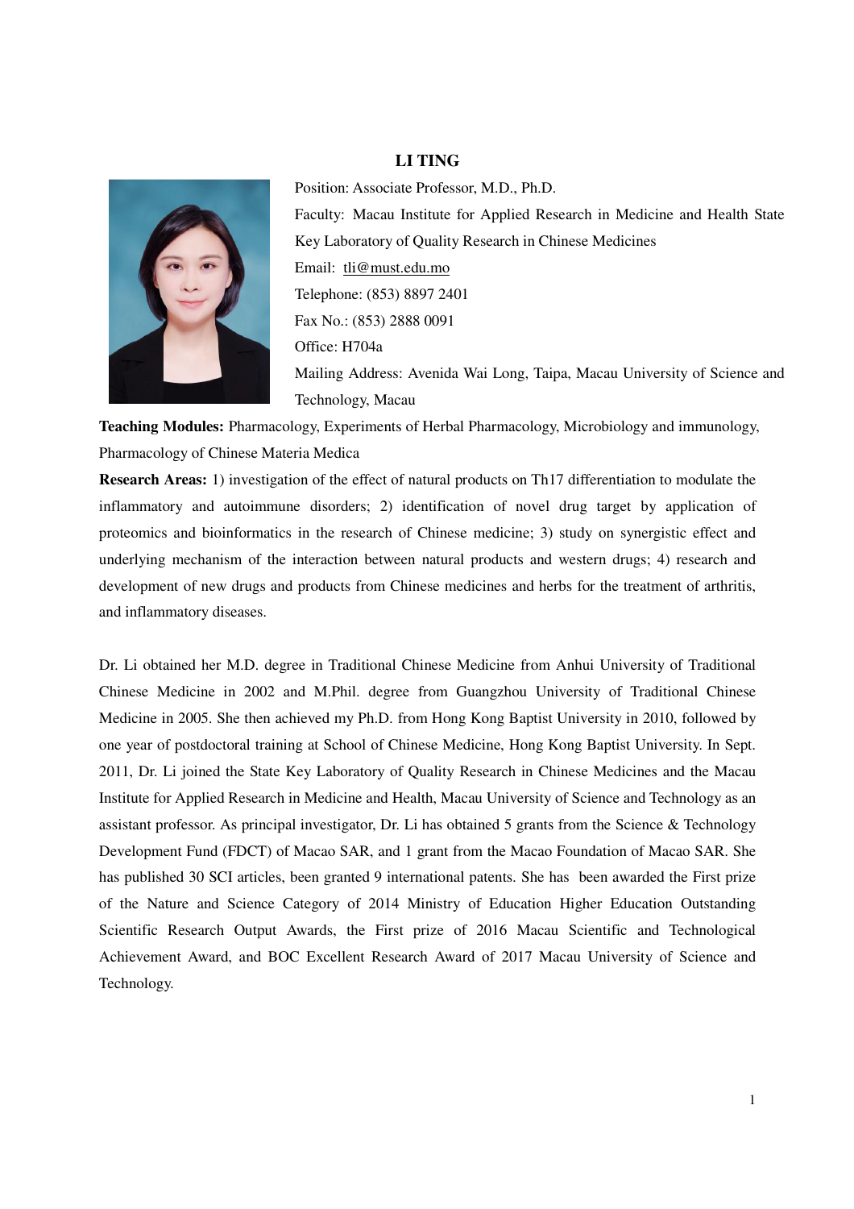# LI TING

Position: Associate Professor, M.D., Ph.D.

Faculty: Macau Institute for Applied Research in Medicine and Health State Key Laboratory of Quality Research in Chinese Medicines

Email: tli@must.edu.mo

Telephone: (853) 8897 2401

Fax No.: (853) 2888 0091

Office: H704a

Mailing Address: Avenida Wai Long, Taipa, Macau University of Science and Technology, Macau

**Teaching Modules:** Pharmacology, Experiments of Herbal Pharmacology, Microbiology and immunology, Pharmacology of Chinese Materia Medica

**Research Areas:** 1) investigation of the effect of natural products on Th17 differentiation to modulate the inflammatory and autoimmune disorders; 2) identification of novel drug target by application of proteomics and bioinformatics in the research of Chinese medicine; 3) study on synergistic effect and underlying mechanism of the interaction between natural products and western drugs; 4) research and development of new drugs and products from Chinese medicines and herbs for the treatment of arthritis, and inflammatory diseases.

Dr. Li obtained her M.D. degree in Traditional Chinese Medicine from Anhui University of Traditional Chinese Medicine in 2002 and M.Phil. degree from Guangzhou University of Traditional Chinese Medicine in 2005. She then achieved my Ph.D. from Hong Kong Baptist University in 2010, followed by one year of postdoctoral training at School of Chinese Medicine, Hong Kong Baptist University. In Sept. 2011, Dr. Li joined the State Key Laboratory of Quality Research in Chinese Medicines and the Macau Institute for Applied Research in Medicine and Health, Macau University of Science and Technology as an assistant professor. As principal investigator, Dr. Li has obtained 5 grants from the Science & Technology Development Fund (FDCT) of Macao SAR, and 1 grant from the Macao Foundation of Macao SAR. She has published 30 SCI articles, been granted 9 international patents. She has been awarded the First prize of the Nature and Science Category of 2014 Ministry of Education Higher Education Outstanding Scientific Research Output Awards, the First prize of 2016 Macau Scientific and Technological Achievement Award, and BOC Excellent Research Award of 2017 Macau University of Science and Technology.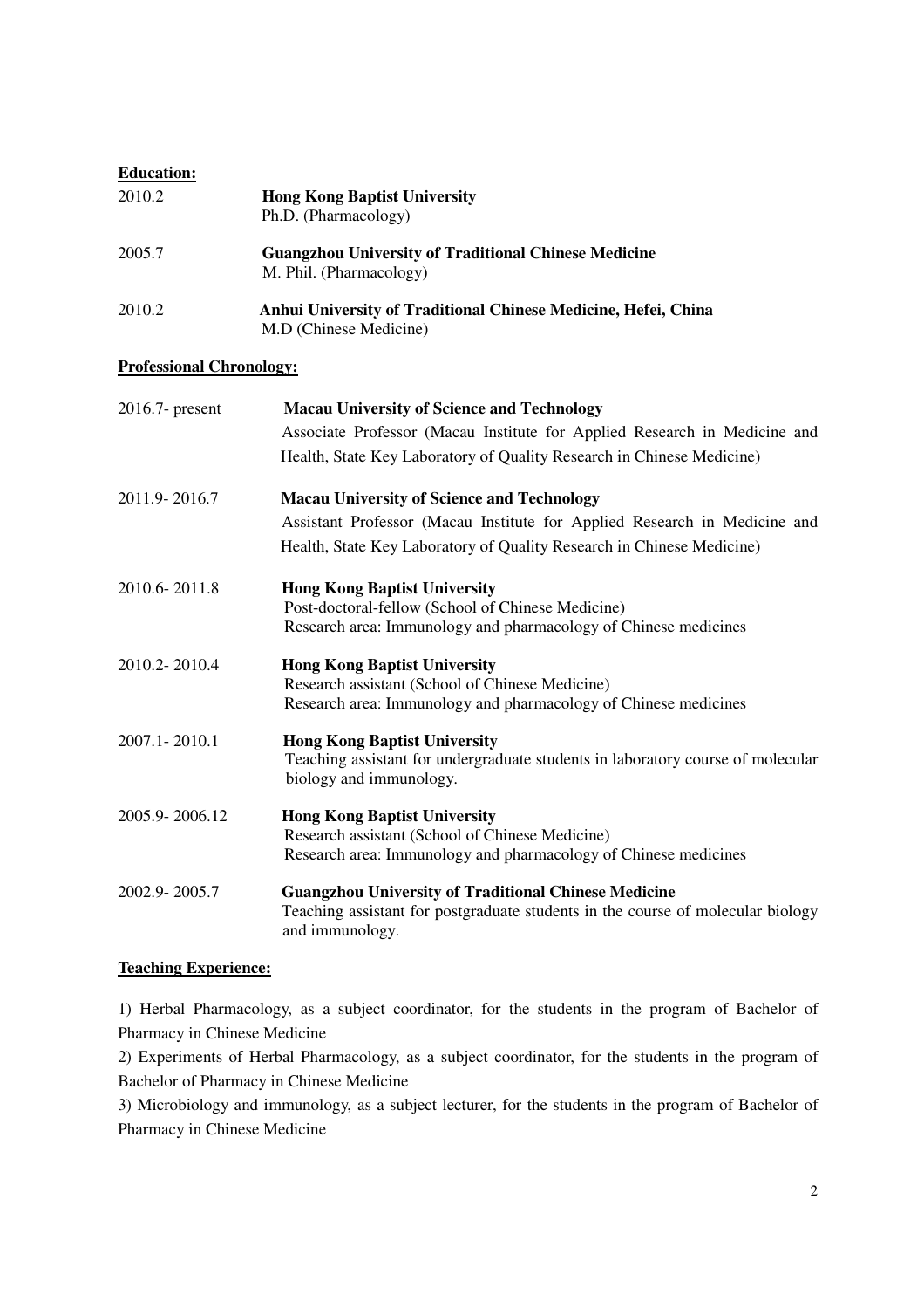**Education:**

2010.2 **Hong Kong Baptist University**
Ph.D. (Pharmacology)

2005.7 **Guangzhou University of Traditional Chinese Medicine**
M. Phil. (Pharmacology)

2010.2 **Anhui University of Traditional Chinese Medicine, Hefei, China**
M.D (Chinese Medicine)

**Professional Chronology:**

2016.7- present **Macau University of Science and Technology**
Associate Professor (Macau Institute for Applied Research in Medicine and Health, State Key Laboratory of Quality Research in Chinese Medicine)

2011.9- 2016.7 **Macau University of Science and Technology**
Assistant Professor (Macau Institute for Applied Research in Medicine and Health, State Key Laboratory of Quality Research in Chinese Medicine)

2010.6- 2011.8 **Hong Kong Baptist University**
Post-doctoral-fellow (School of Chinese Medicine)
Research area: Immunology and pharmacology of Chinese medicines

2010.2- 2010.4 **Hong Kong Baptist University**
Research assistant (School of Chinese Medicine)
Research area: Immunology and pharmacology of Chinese medicines

2007.1- 2010.1 **Hong Kong Baptist University**
Teaching assistant for undergraduate students in laboratory course of molecular biology and immunology.

2005.9- 2006.12 **Hong Kong Baptist University**
Research assistant (School of Chinese Medicine)
Research area: Immunology and pharmacology of Chinese medicines

2002.9- 2005.7 **Guangzhou University of Traditional Chinese Medicine**
Teaching assistant for postgraduate students in the course of molecular biology and immunology.

**Teaching Experience:**

1) Herbal Pharmacology, as a subject coordinator, for the students in the program of Bachelor of Pharmacy in Chinese Medicine
2) Experiments of Herbal Pharmacology, as a subject coordinator, for the students in the program of Bachelor of Pharmacy in Chinese Medicine
3) Microbiology and immunology, as a subject lecturer, for the students in the program of Bachelor of Pharmacy in Chinese Medicine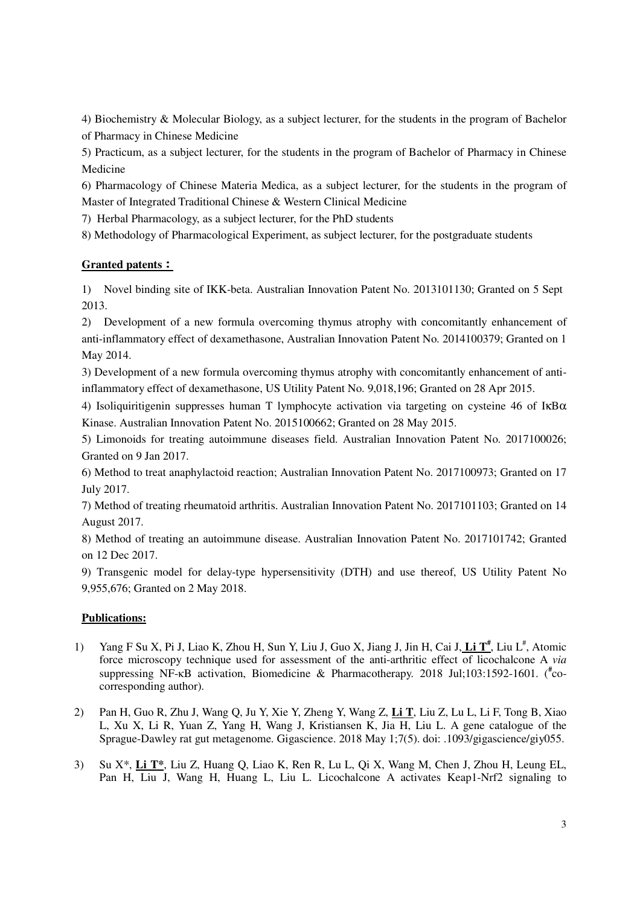4) Biochemistry & Molecular Biology, as a subject lecturer, for the students in the program of Bachelor of Pharmacy in Chinese Medicine

5) Practicum, as a subject lecturer, for the students in the program of Bachelor of Pharmacy in Chinese Medicine

6) Pharmacology of Chinese Materia Medica, as a subject lecturer, for the students in the program of Master of Integrated Traditional Chinese & Western Clinical Medicine

7) Herbal Pharmacology, as a subject lecturer, for the PhD students

8) Methodology of Pharmacological Experiment, as subject lecturer, for the postgraduate students

**Granted patents：**

1) Novel binding site of IKK-beta. Australian Innovation Patent No. 2013101130; Granted on 5 Sept 2013.

2) Development of a new formula overcoming thymus atrophy with concomitantly enhancement of anti-inflammatory effect of dexamethasone, Australian Innovation Patent No. 2014100379; Granted on 1 May 2014.

3) Development of a new formula overcoming thymus atrophy with concomitantly enhancement of anti-inflammatory effect of dexamethasone, US Utility Patent No. 9,018,196; Granted on 28 Apr 2015.

4) Isoliquiritigenin suppresses human T lymphocyte activation via targeting on cysteine 46 of IκBα Kinase. Australian Innovation Patent No. 2015100662; Granted on 28 May 2015.

5) Limonoids for treating autoimmune diseases field. Australian Innovation Patent No. 2017100026; Granted on 9 Jan 2017.

6) Method to treat anaphylactoid reaction; Australian Innovation Patent No. 2017100973; Granted on 17 July 2017.

7) Method of treating rheumatoid arthritis. Australian Innovation Patent No. 2017101103; Granted on 14 August 2017.

8) Method of treating an autoimmune disease. Australian Innovation Patent No. 2017101742; Granted on 12 Dec 2017.

9) Transgenic model for delay-type hypersensitivity (DTH) and use thereof, US Utility Patent No 9,955,676; Granted on 2 May 2018.

**Publications:**

1) Yang F Su X, Pi J, Liao K, Zhou H, Sun Y, Liu J, Guo X, Jiang J, Jin H, Cai J, **Li T**[#], Liu L[#], Atomic force microscopy technique used for assessment of the anti-arthritic effect of licochalcone A *via* suppressing NF-κB activation, Biomedicine & Pharmacotherapy. 2018 Jul;103:1592-1601. ([#]co-corresponding author).

2) Pan H, Guo R, Zhu J, Wang Q, Ju Y, Xie Y, Zheng Y, Wang Z, **Li T**, Liu Z, Lu L, Li F, Tong B, Xiao L, Xu X, Li R, Yuan Z, Yang H, Wang J, Kristiansen K, Jia H, Liu L. A gene catalogue of the Sprague-Dawley rat gut metagenome. Gigascience. 2018 May 1;7(5). doi: .1093/gigascience/giy055.

3) Su X*, **Li T***, Liu Z, Huang Q, Liao K, Ren R, Lu L, Qi X, Wang M, Chen J, Zhou H, Leung EL, Pan H, Liu J, Wang H, Huang L, Liu L. Licochalcone A activates Keap1-Nrf2 signaling to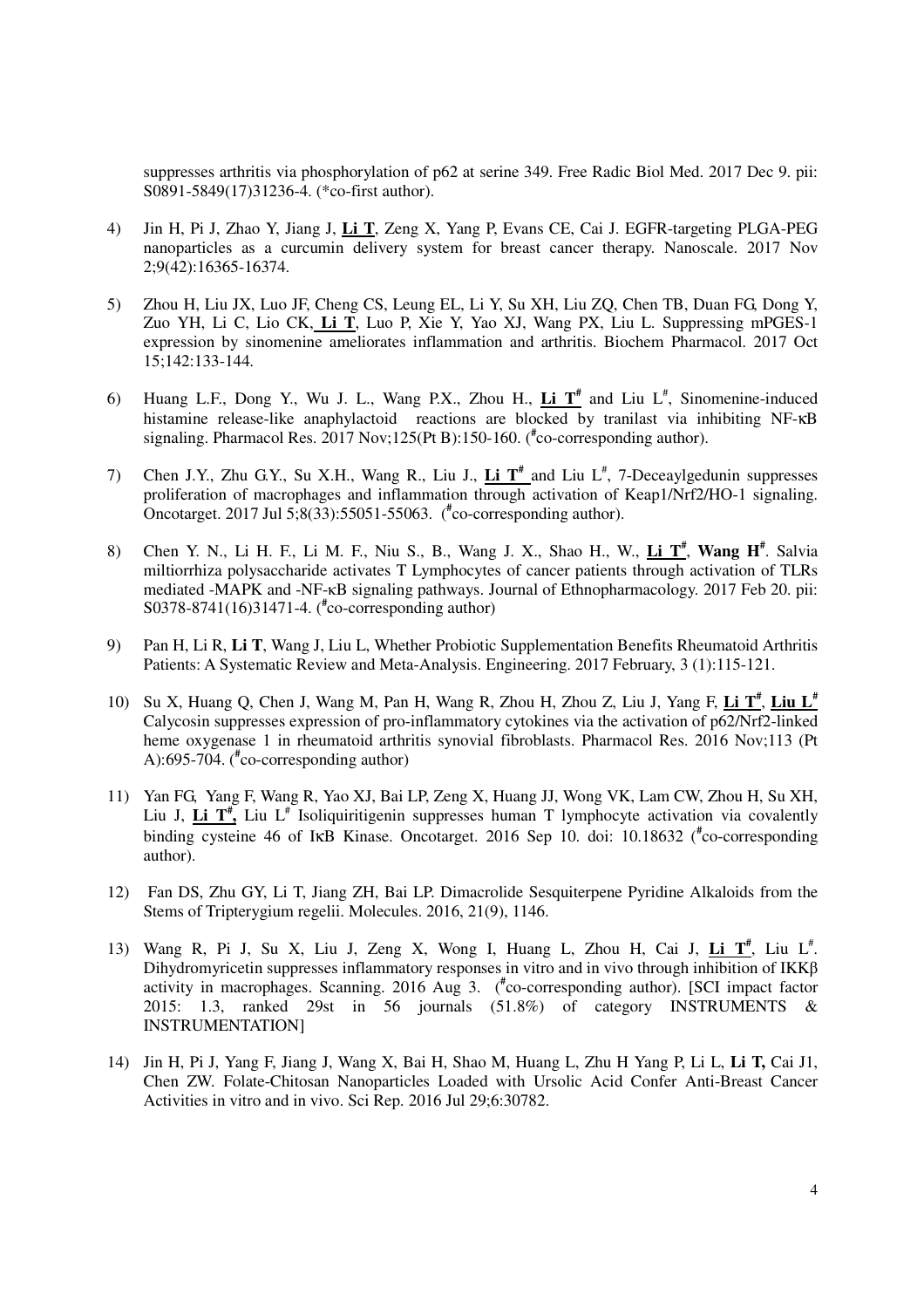suppresses arthritis via phosphorylation of p62 at serine 349. Free Radic Biol Med. 2017 Dec 9. pii: S0891-5849(17)31236-4. (*co-first author).

4) Jin H, Pi J, Zhao Y, Jiang J, **Li T**, Zeng X, Yang P, Evans CE, Cai J. EGFR-targeting PLGA-PEG nanoparticles as a curcumin delivery system for breast cancer therapy. Nanoscale. 2017 Nov 2;9(42):16365-16374.

5) Zhou H, Liu JX, Luo JF, Cheng CS, Leung EL, Li Y, Su XH, Liu ZQ, Chen TB, Duan FG, Dong Y, Zuo YH, Li C, Lio CK, **Li T**, Luo P, Xie Y, Yao XJ, Wang PX, Liu L. Suppressing mPGES-1 expression by sinomenine ameliorates inflammation and arthritis. Biochem Pharmacol. 2017 Oct 15;142:133-144.

6) Huang L.F., Dong Y., Wu J. L., Wang P.X., Zhou H., **Li T**[#] and Liu L[#], Sinomenine-induced histamine release-like anaphylactoid reactions are blocked by tranilast via inhibiting NF-κB signaling. Pharmacol Res. 2017 Nov;125(Pt B):150-160. ([#]co-corresponding author).

7) Chen J.Y., Zhu G.Y., Su X.H., Wang R., Liu J., **Li T**[#] and Liu L[#], 7-Deceaylgedunin suppresses proliferation of macrophages and inflammation through activation of Keap1/Nrf2/HO-1 signaling. Oncotarget. 2017 Jul 5;8(33):55051-55063. ([#]co-corresponding author).

8) Chen Y. N., Li H. F., Li M. F., Niu S., B., Wang J. X., Shao H., W., **Li T**[#], **Wang H**[#]. Salvia miltiorrhiza polysaccharide activates T Lymphocytes of cancer patients through activation of TLRs mediated -MAPK and -NF-κB signaling pathways. Journal of Ethnopharmacology. 2017 Feb 20. pii: S0378-8741(16)31471-4. ([#]co-corresponding author)

9) Pan H, Li R, **Li T**, Wang J, Liu L, Whether Probiotic Supplementation Benefits Rheumatoid Arthritis Patients: A Systematic Review and Meta-Analysis. Engineering. 2017 February, 3 (1):115-121.

10) Su X, Huang Q, Chen J, Wang M, Pan H, Wang R, Zhou H, Zhou Z, Liu J, Yang F, **Li T**[#], **Liu L**[#] Calycosin suppresses expression of pro-inflammatory cytokines via the activation of p62/Nrf2-linked heme oxygenase 1 in rheumatoid arthritis synovial fibroblasts. Pharmacol Res. 2016 Nov;113 (Pt A):695-704. ([#]co-corresponding author)

11) Yan FG, Yang F, Wang R, Yao XJ, Bai LP, Zeng X, Huang JJ, Wong VK, Lam CW, Zhou H, Su XH, Liu J, **Li T**[#], Liu L[#] Isoliquiritigenin suppresses human T lymphocyte activation via covalently binding cysteine 46 of IκB Kinase. Oncotarget. 2016 Sep 10. doi: 10.18632 ([#]co-corresponding author).

12) Fan DS, Zhu GY, Li T, Jiang ZH, Bai LP. Dimacrolide Sesquiterpene Pyridine Alkaloids from the Stems of Tripterygium regelii. Molecules. 2016, 21(9), 1146.

13) Wang R, Pi J, Su X, Liu J, Zeng X, Wong I, Huang L, Zhou H, Cai J, **Li T**[#], Liu L[#]. Dihydromyricetin suppresses inflammatory responses in vitro and in vivo through inhibition of IKKβ activity in macrophages. Scanning. 2016 Aug 3. ([#]co-corresponding author). [SCI impact factor 2015: 1.3, ranked 29st in 56 journals (51.8%) of category INSTRUMENTS & INSTRUMENTATION]

14) Jin H, Pi J, Yang F, Jiang J, Wang X, Bai H, Shao M, Huang L, Zhu H Yang P, Li L, **Li T,** Cai J1, Chen ZW. Folate-Chitosan Nanoparticles Loaded with Ursolic Acid Confer Anti-Breast Cancer Activities in vitro and in vivo. Sci Rep. 2016 Jul 29;6:30782.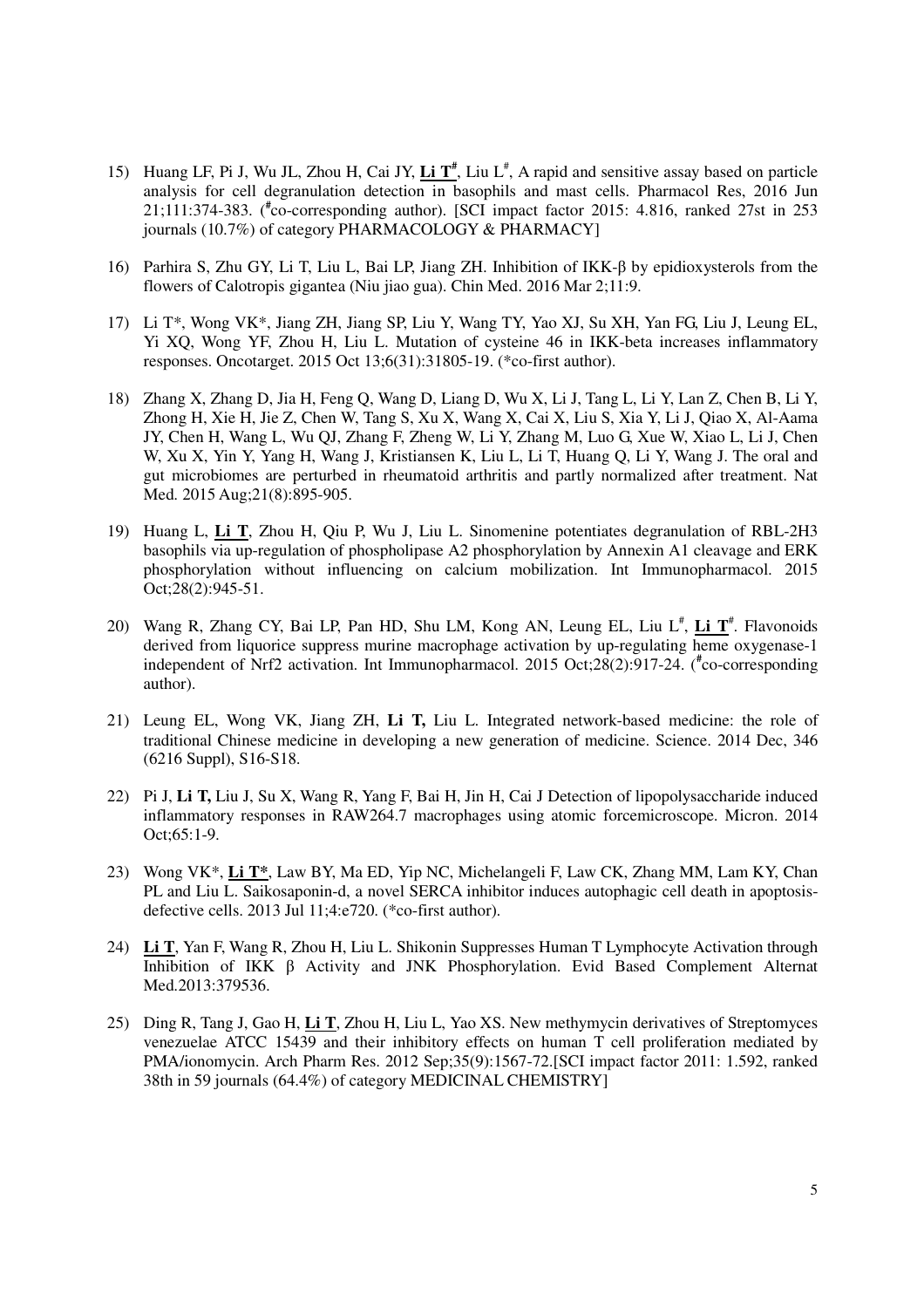15) Huang LF, Pi J, Wu JL, Zhou H, Cai JY, **Li T**[#], Liu L[#], A rapid and sensitive assay based on particle analysis for cell degranulation detection in basophils and mast cells. Pharmacol Res, 2016 Jun 21;111:374-383. ([#]co-corresponding author). [SCI impact factor 2015: 4.816, ranked 27st in 253 journals (10.7%) of category PHARMACOLOGY & PHARMACY]

16) Parhira S, Zhu GY, Li T, Liu L, Bai LP, Jiang ZH. Inhibition of IKK-β by epidioxysterols from the flowers of Calotropis gigantea (Niu jiao gua). Chin Med. 2016 Mar 2;11:9.

17) Li T*, Wong VK*, Jiang ZH, Jiang SP, Liu Y, Wang TY, Yao XJ, Su XH, Yan FG, Liu J, Leung EL, Yi XQ, Wong YF, Zhou H, Liu L. Mutation of cysteine 46 in IKK-beta increases inflammatory responses. Oncotarget. 2015 Oct 13;6(31):31805-19. (*co-first author).

18) Zhang X, Zhang D, Jia H, Feng Q, Wang D, Liang D, Wu X, Li J, Tang L, Li Y, Lan Z, Chen B, Li Y, Zhong H, Xie H, Jie Z, Chen W, Tang S, Xu X, Wang X, Cai X, Liu S, Xia Y, Li J, Qiao X, Al-Aama JY, Chen H, Wang L, Wu QJ, Zhang F, Zheng W, Li Y, Zhang M, Luo G, Xue W, Xiao L, Li J, Chen W, Xu X, Yin Y, Yang H, Wang J, Kristiansen K, Liu L, Li T, Huang Q, Li Y, Wang J. The oral and gut microbiomes are perturbed in rheumatoid arthritis and partly normalized after treatment. Nat Med. 2015 Aug;21(8):895-905.

19) Huang L, **Li T**, Zhou H, Qiu P, Wu J, Liu L. Sinomenine potentiates degranulation of RBL-2H3 basophils via up-regulation of phospholipase A2 phosphorylation by Annexin A1 cleavage and ERK phosphorylation without influencing on calcium mobilization. Int Immunopharmacol. 2015 Oct;28(2):945-51.

20) Wang R, Zhang CY, Bai LP, Pan HD, Shu LM, Kong AN, Leung EL, Liu L[#], **Li T**[#]. Flavonoids derived from liquorice suppress murine macrophage activation by up-regulating heme oxygenase-1 independent of Nrf2 activation. Int Immunopharmacol. 2015 Oct;28(2):917-24. ([#]co-corresponding author).

21) Leung EL, Wong VK, Jiang ZH, **Li T,** Liu L. Integrated network-based medicine: the role of traditional Chinese medicine in developing a new generation of medicine. Science. 2014 Dec, 346 (6216 Suppl), S16-S18.

22) Pi J, **Li T,** Liu J, Su X, Wang R, Yang F, Bai H, Jin H, Cai J Detection of lipopolysaccharide induced inflammatory responses in RAW264.7 macrophages using atomic forcemicroscope. Micron. 2014 Oct;65:1-9.

23) Wong VK*, **Li T***, Law BY, Ma ED, Yip NC, Michelangeli F, Law CK, Zhang MM, Lam KY, Chan PL and Liu L. Saikosaponin-d, a novel SERCA inhibitor induces autophagic cell death in apoptosis-defective cells. 2013 Jul 11;4:e720. (*co-first author).

24) **Li T**, Yan F, Wang R, Zhou H, Liu L. Shikonin Suppresses Human T Lymphocyte Activation through Inhibition of IKK β Activity and JNK Phosphorylation. Evid Based Complement Alternat Med.2013:379536.

25) Ding R, Tang J, Gao H, **Li T**, Zhou H, Liu L, Yao XS. New methymycin derivatives of Streptomyces venezuelae ATCC 15439 and their inhibitory effects on human T cell proliferation mediated by PMA/ionomycin. Arch Pharm Res. 2012 Sep;35(9):1567-72.[SCI impact factor 2011: 1.592, ranked 38th in 59 journals (64.4%) of category MEDICINAL CHEMISTRY]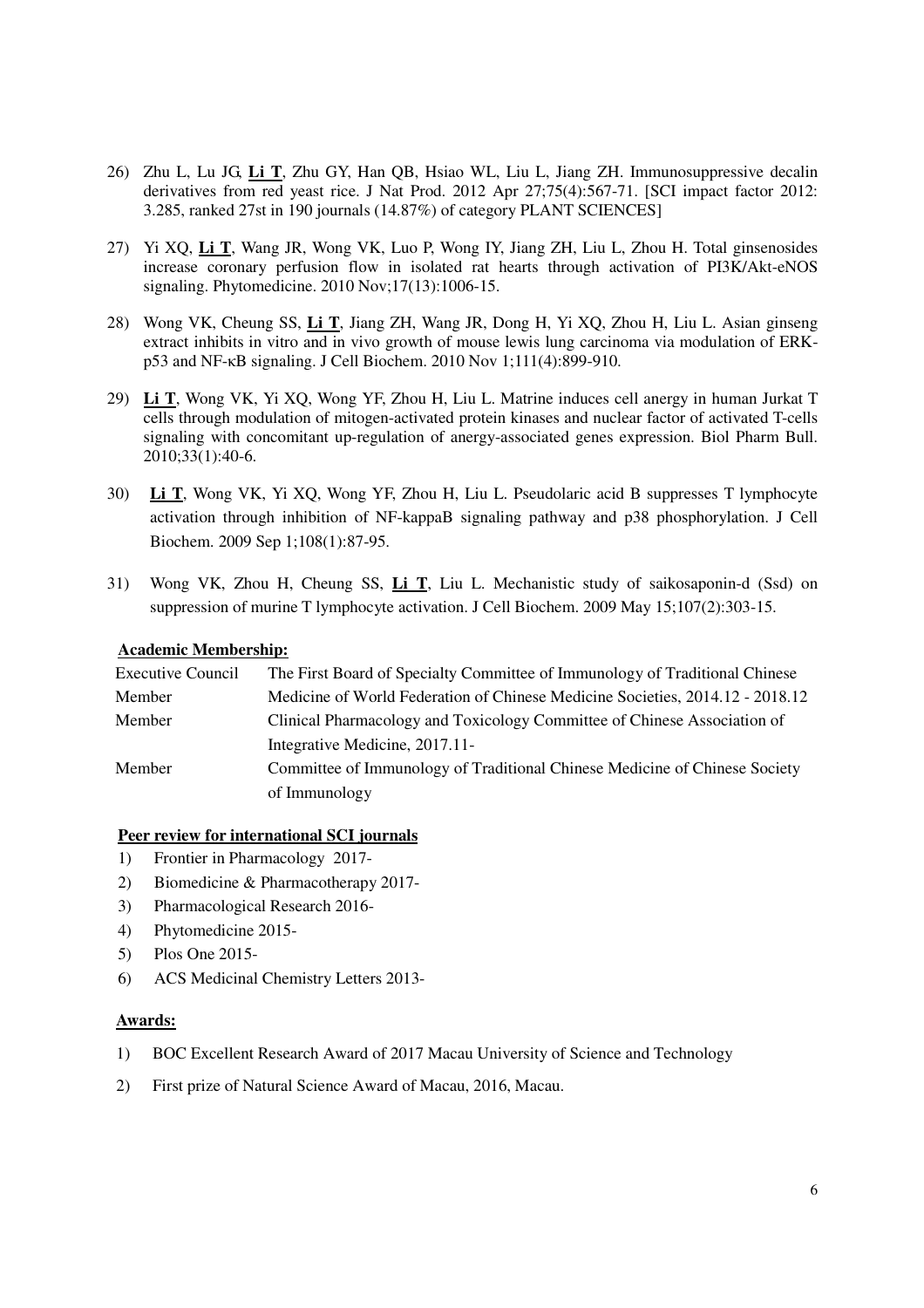26) Zhu L, Lu JG, **Li T**, Zhu GY, Han QB, Hsiao WL, Liu L, Jiang ZH. Immunosuppressive decalin derivatives from red yeast rice. J Nat Prod. 2012 Apr 27;75(4):567-71. [SCI impact factor 2012: 3.285, ranked 27st in 190 journals (14.87%) of category PLANT SCIENCES]

27) Yi XQ, **Li T**, Wang JR, Wong VK, Luo P, Wong IY, Jiang ZH, Liu L, Zhou H. Total ginsenosides increase coronary perfusion flow in isolated rat hearts through activation of PI3K/Akt-eNOS signaling. Phytomedicine. 2010 Nov;17(13):1006-15.

28) Wong VK, Cheung SS, **Li T**, Jiang ZH, Wang JR, Dong H, Yi XQ, Zhou H, Liu L. Asian ginseng extract inhibits in vitro and in vivo growth of mouse lewis lung carcinoma via modulation of ERK-p53 and NF-κB signaling. J Cell Biochem. 2010 Nov 1;111(4):899-910.

29) **Li T**, Wong VK, Yi XQ, Wong YF, Zhou H, Liu L. Matrine induces cell anergy in human Jurkat T cells through modulation of mitogen-activated protein kinases and nuclear factor of activated T-cells signaling with concomitant up-regulation of anergy-associated genes expression. Biol Pharm Bull. 2010;33(1):40-6.

30) **Li T**, Wong VK, Yi XQ, Wong YF, Zhou H, Liu L. Pseudolaric acid B suppresses T lymphocyte activation through inhibition of NF-kappaB signaling pathway and p38 phosphorylation. J Cell Biochem. 2009 Sep 1;108(1):87-95.

31) Wong VK, Zhou H, Cheung SS, **Li T**, Liu L. Mechanistic study of saikosaponin-d (Ssd) on suppression of murine T lymphocyte activation. J Cell Biochem. 2009 May 15;107(2):303-15.

**Academic Membership:**

| | |
|---|---|
| Executive Council Member | The First Board of Specialty Committee of Immunology of Traditional Chinese Medicine of World Federation of Chinese Medicine Societies, 2014.12 - 2018.12 |
| Member | Clinical Pharmacology and Toxicology Committee of Chinese Association of Integrative Medicine, 2017.11- |
| Member | Committee of Immunology of Traditional Chinese Medicine of Chinese Society of Immunology |

**Peer review for international SCI journals**

1) Frontier in Pharmacology 2017-
2) Biomedicine & Pharmacotherapy 2017-
3) Pharmacological Research 2016-
4) Phytomedicine 2015-
5) Plos One 2015-
6) ACS Medicinal Chemistry Letters 2013-

**Awards:**

1) BOC Excellent Research Award of 2017 Macau University of Science and Technology
2) First prize of Natural Science Award of Macau, 2016, Macau.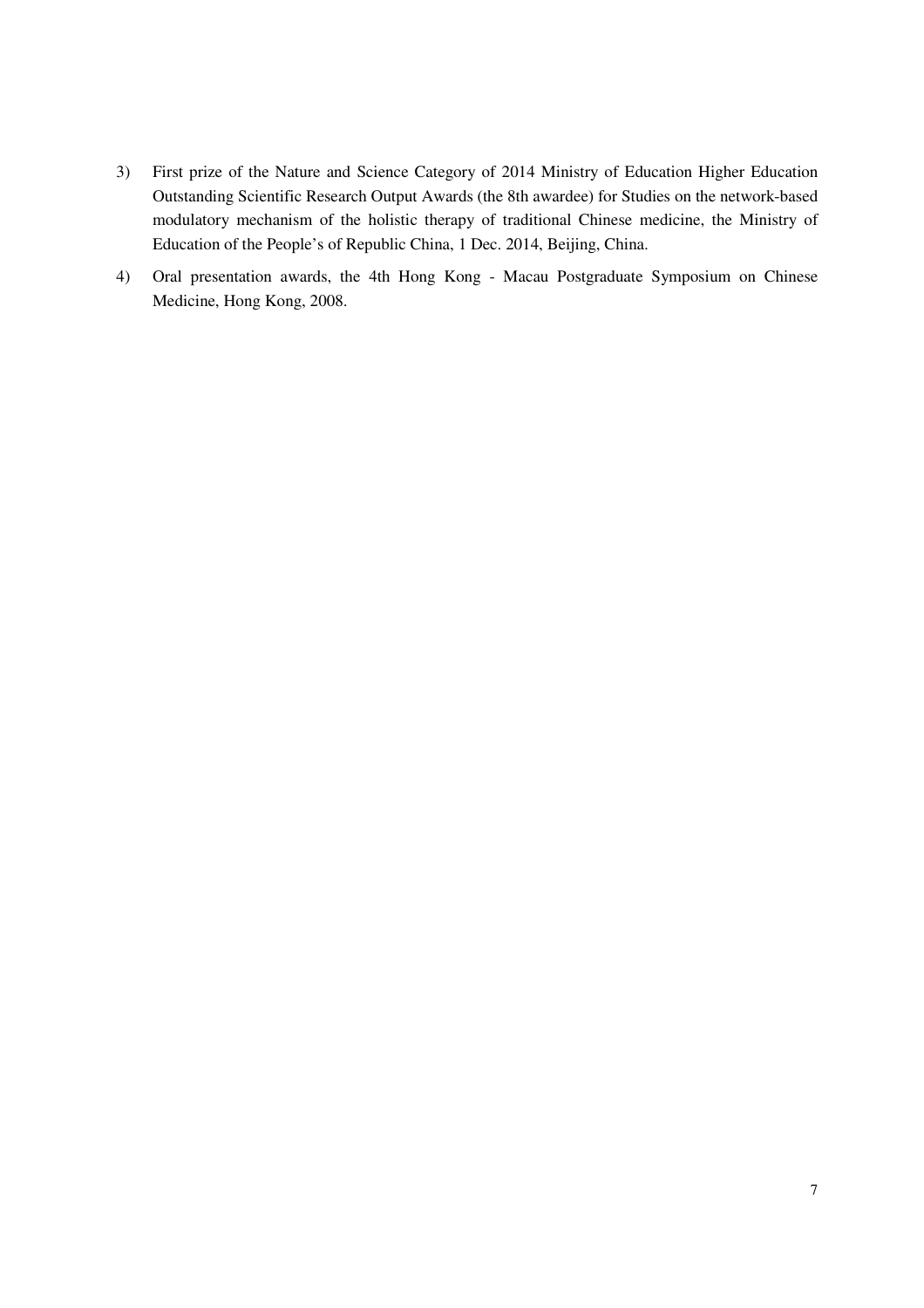3) First prize of the Nature and Science Category of 2014 Ministry of Education Higher Education Outstanding Scientific Research Output Awards (the 8th awardee) for Studies on the network-based modulatory mechanism of the holistic therapy of traditional Chinese medicine, the Ministry of Education of the People's of Republic China, 1 Dec. 2014, Beijing, China.

4) Oral presentation awards, the 4th Hong Kong - Macau Postgraduate Symposium on Chinese Medicine, Hong Kong, 2008.